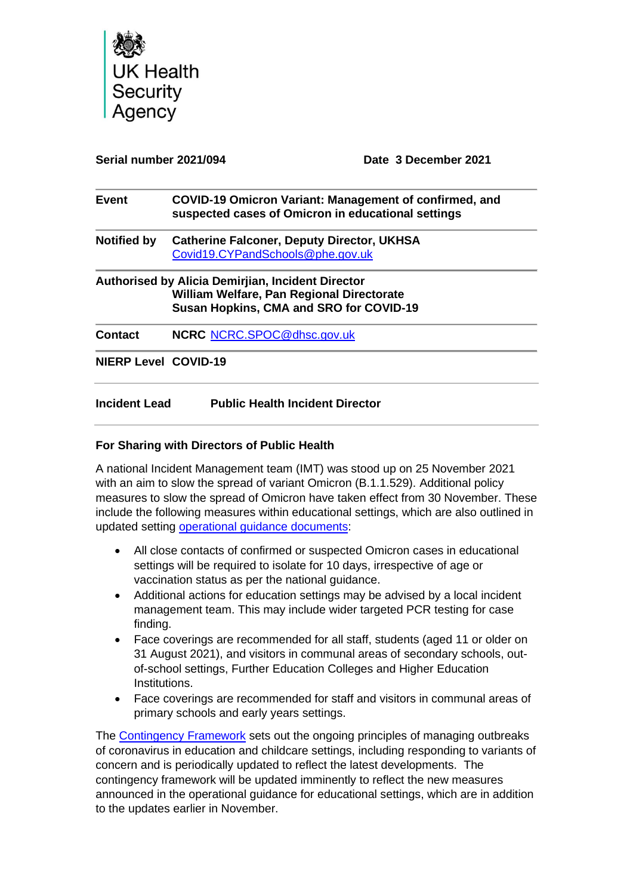UK Health Security Agency

**Serial number 2021/094** **Date 3 December 2021**

| | |
|---|---|
| **Event** | **COVID-19 Omicron Variant: Management of confirmed, and suspected cases of Omicron in educational settings** |
| **Notified by** | **Catherine Falconer, Deputy Director, UKHSA** Covid19.CYPandSchools@phe.gov.uk |
| **Authorised by** | **Alicia Demirjian, Incident Director** **William Welfare, Pan Regional Directorate** **Susan Hopkins, CMA and SRO for COVID-19** |
| **Contact** | **NCRC** NCRC.SPOC@dhsc.gov.uk |
| **NIERP Level** | **COVID-19** |
| **Incident Lead** | **Public Health Incident Director** |

**For Sharing with Directors of Public Health**

A national Incident Management team (IMT) was stood up on 25 November 2021 with an aim to slow the spread of variant Omicron (B.1.1.529). Additional policy measures to slow the spread of Omicron have taken effect from 30 November. These include the following measures within educational settings, which are also outlined in updated setting operational guidance documents:

- All close contacts of confirmed or suspected Omicron cases in educational settings will be required to isolate for 10 days, irrespective of age or vaccination status as per the national guidance.
- Additional actions for education settings may be advised by a local incident management team. This may include wider targeted PCR testing for case finding.
- Face coverings are recommended for all staff, students (aged 11 or older on 31 August 2021), and visitors in communal areas of secondary schools, out-of-school settings, Further Education Colleges and Higher Education Institutions.
- Face coverings are recommended for staff and visitors in communal areas of primary schools and early years settings.

The Contingency Framework sets out the ongoing principles of managing outbreaks of coronavirus in education and childcare settings, including responding to variants of concern and is periodically updated to reflect the latest developments. The contingency framework will be updated imminently to reflect the new measures announced in the operational guidance for educational settings, which are in addition to the updates earlier in November.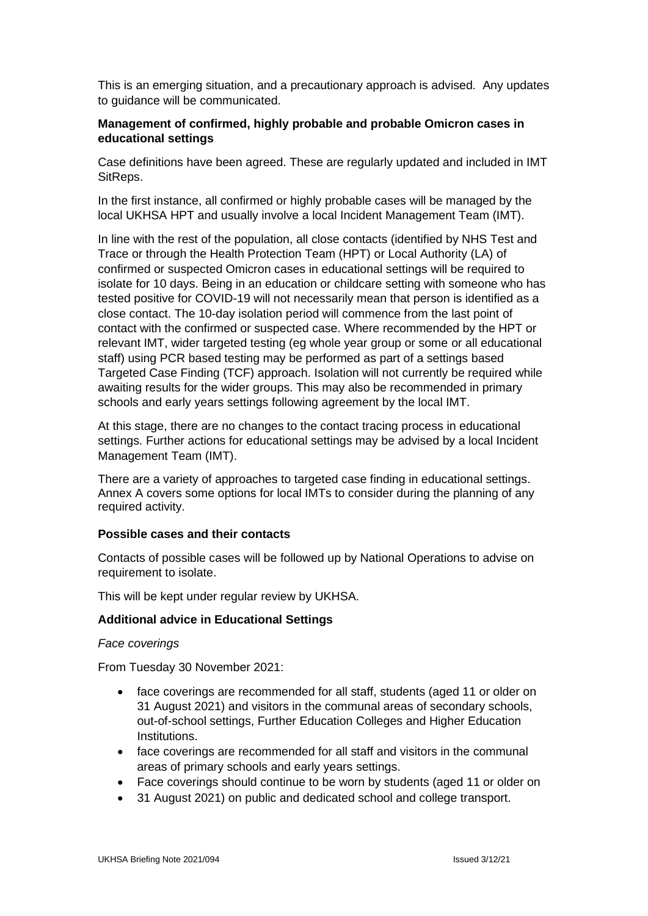This is an emerging situation, and a precautionary approach is advised. Any updates to guidance will be communicated.

**Management of confirmed, highly probable and probable Omicron cases in educational settings**

Case definitions have been agreed. These are regularly updated and included in IMT SitReps.

In the first instance, all confirmed or highly probable cases will be managed by the local UKHSA HPT and usually involve a local Incident Management Team (IMT).

In line with the rest of the population, all close contacts (identified by NHS Test and Trace or through the Health Protection Team (HPT) or Local Authority (LA) of confirmed or suspected Omicron cases in educational settings will be required to isolate for 10 days. Being in an education or childcare setting with someone who has tested positive for COVID-19 will not necessarily mean that person is identified as a close contact. The 10-day isolation period will commence from the last point of contact with the confirmed or suspected case. Where recommended by the HPT or relevant IMT, wider targeted testing (eg whole year group or some or all educational staff) using PCR based testing may be performed as part of a settings based Targeted Case Finding (TCF) approach. Isolation will not currently be required while awaiting results for the wider groups. This may also be recommended in primary schools and early years settings following agreement by the local IMT.

At this stage, there are no changes to the contact tracing process in educational settings. Further actions for educational settings may be advised by a local Incident Management Team (IMT).

There are a variety of approaches to targeted case finding in educational settings. Annex A covers some options for local IMTs to consider during the planning of any required activity.

**Possible cases and their contacts**

Contacts of possible cases will be followed up by National Operations to advise on requirement to isolate.

This will be kept under regular review by UKHSA.

**Additional advice in Educational Settings**

*Face coverings*

From Tuesday 30 November 2021:

- face coverings are recommended for all staff, students (aged 11 or older on 31 August 2021) and visitors in the communal areas of secondary schools, out-of-school settings, Further Education Colleges and Higher Education Institutions.
- face coverings are recommended for all staff and visitors in the communal areas of primary schools and early years settings.
- Face coverings should continue to be worn by students (aged 11 or older on
- 31 August 2021) on public and dedicated school and college transport.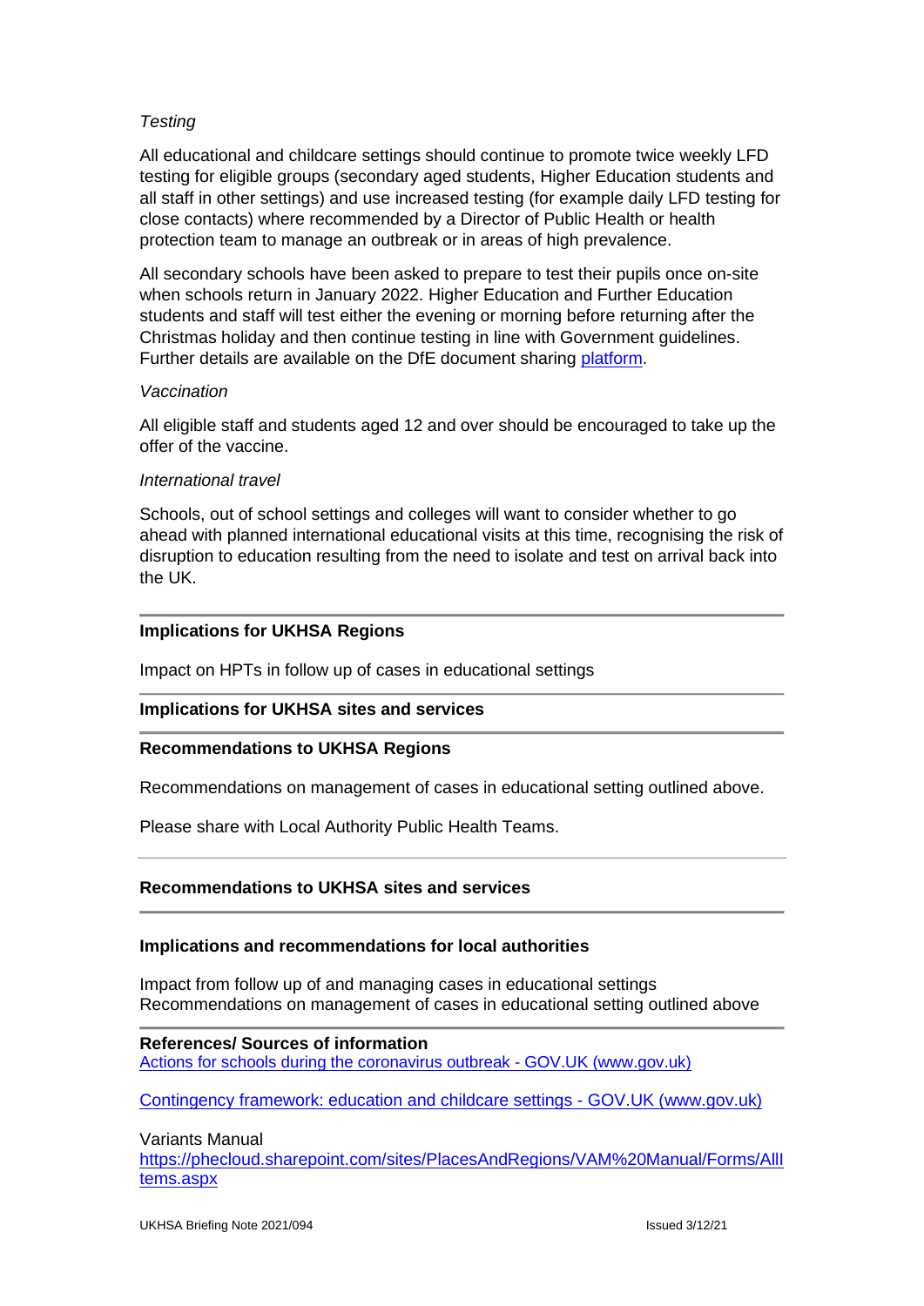*Testing*

All educational and childcare settings should continue to promote twice weekly LFD testing for eligible groups (secondary aged students, Higher Education students and all staff in other settings) and use increased testing (for example daily LFD testing for close contacts) where recommended by a Director of Public Health or health protection team to manage an outbreak or in areas of high prevalence.

All secondary schools have been asked to prepare to test their pupils once on-site when schools return in January 2022. Higher Education and Further Education students and staff will test either the evening or morning before returning after the Christmas holiday and then continue testing in line with Government guidelines. Further details are available on the DfE document sharing [platform](platform).

*Vaccination*

All eligible staff and students aged 12 and over should be encouraged to take up the offer of the vaccine.

*International travel*

Schools, out of school settings and colleges will want to consider whether to go ahead with planned international educational visits at this time, recognising the risk of disruption to education resulting from the need to isolate and test on arrival back into the UK.

---

**Implications for UKHSA Regions**

Impact on HPTs in follow up of cases in educational settings

---

**Implications for UKHSA sites and services**

---

**Recommendations to UKHSA Regions**

Recommendations on management of cases in educational setting outlined above.

Please share with Local Authority Public Health Teams.

---

**Recommendations to UKHSA sites and services**

---

**Implications and recommendations for local authorities**

Impact from follow up of and managing cases in educational settings
Recommendations on management of cases in educational setting outlined above

---

**References/ Sources of information**
[Actions for schools during the coronavirus outbreak - GOV.UK (www.gov.uk)](Actions for schools during the coronavirus outbreak - GOV.UK (www.gov.uk))

[Contingency framework: education and childcare settings - GOV.UK (www.gov.uk)](Contingency framework: education and childcare settings - GOV.UK (www.gov.uk))

Variants Manual
[https://phecloud.sharepoint.com/sites/PlacesAndRegions/VAM%20Manual/Forms/AllItems.aspx](https://phecloud.sharepoint.com/sites/PlacesAndRegions/VAM%20Manual/Forms/AllItems.aspx)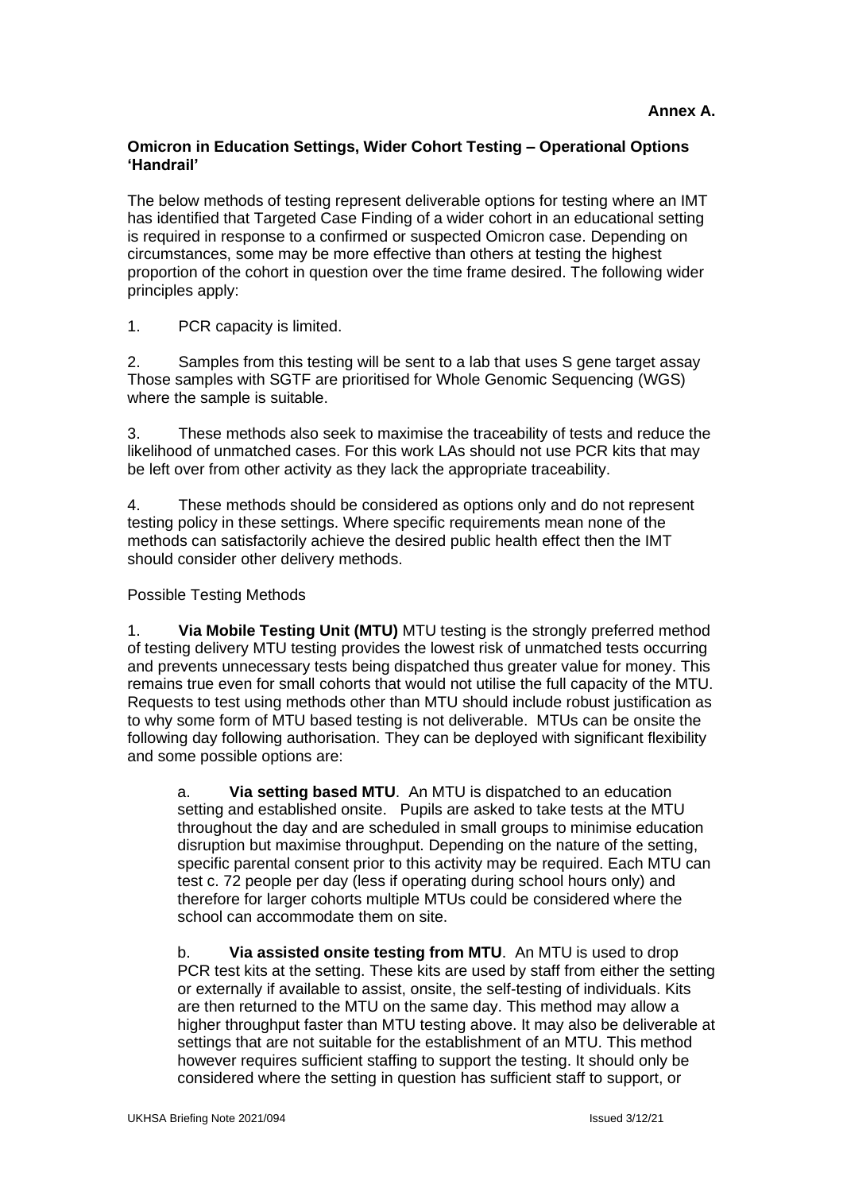**Annex A.**

**Omicron in Education Settings, Wider Cohort Testing – Operational Options 'Handrail'**

The below methods of testing represent deliverable options for testing where an IMT has identified that Targeted Case Finding of a wider cohort in an educational setting is required in response to a confirmed or suspected Omicron case. Depending on circumstances, some may be more effective than others at testing the highest proportion of the cohort in question over the time frame desired. The following wider principles apply:

1. PCR capacity is limited.

2. Samples from this testing will be sent to a lab that uses S gene target assay Those samples with SGTF are prioritised for Whole Genomic Sequencing (WGS) where the sample is suitable.

3. These methods also seek to maximise the traceability of tests and reduce the likelihood of unmatched cases. For this work LAs should not use PCR kits that may be left over from other activity as they lack the appropriate traceability.

4. These methods should be considered as options only and do not represent testing policy in these settings. Where specific requirements mean none of the methods can satisfactorily achieve the desired public health effect then the IMT should consider other delivery methods.

Possible Testing Methods

1. **Via Mobile Testing Unit (MTU)** MTU testing is the strongly preferred method of testing delivery MTU testing provides the lowest risk of unmatched tests occurring and prevents unnecessary tests being dispatched thus greater value for money. This remains true even for small cohorts that would not utilise the full capacity of the MTU. Requests to test using methods other than MTU should include robust justification as to why some form of MTU based testing is not deliverable. MTUs can be onsite the following day following authorisation. They can be deployed with significant flexibility and some possible options are:

   a. **Via setting based MTU**. An MTU is dispatched to an education setting and established onsite. Pupils are asked to take tests at the MTU throughout the day and are scheduled in small groups to minimise education disruption but maximise throughput. Depending on the nature of the setting, specific parental consent prior to this activity may be required. Each MTU can test c. 72 people per day (less if operating during school hours only) and therefore for larger cohorts multiple MTUs could be considered where the school can accommodate them on site.

   b. **Via assisted onsite testing from MTU**. An MTU is used to drop PCR test kits at the setting. These kits are used by staff from either the setting or externally if available to assist, onsite, the self-testing of individuals. Kits are then returned to the MTU on the same day. This method may allow a higher throughput faster than MTU testing above. It may also be deliverable at settings that are not suitable for the establishment of an MTU. This method however requires sufficient staffing to support the testing. It should only be considered where the setting in question has sufficient staff to support, or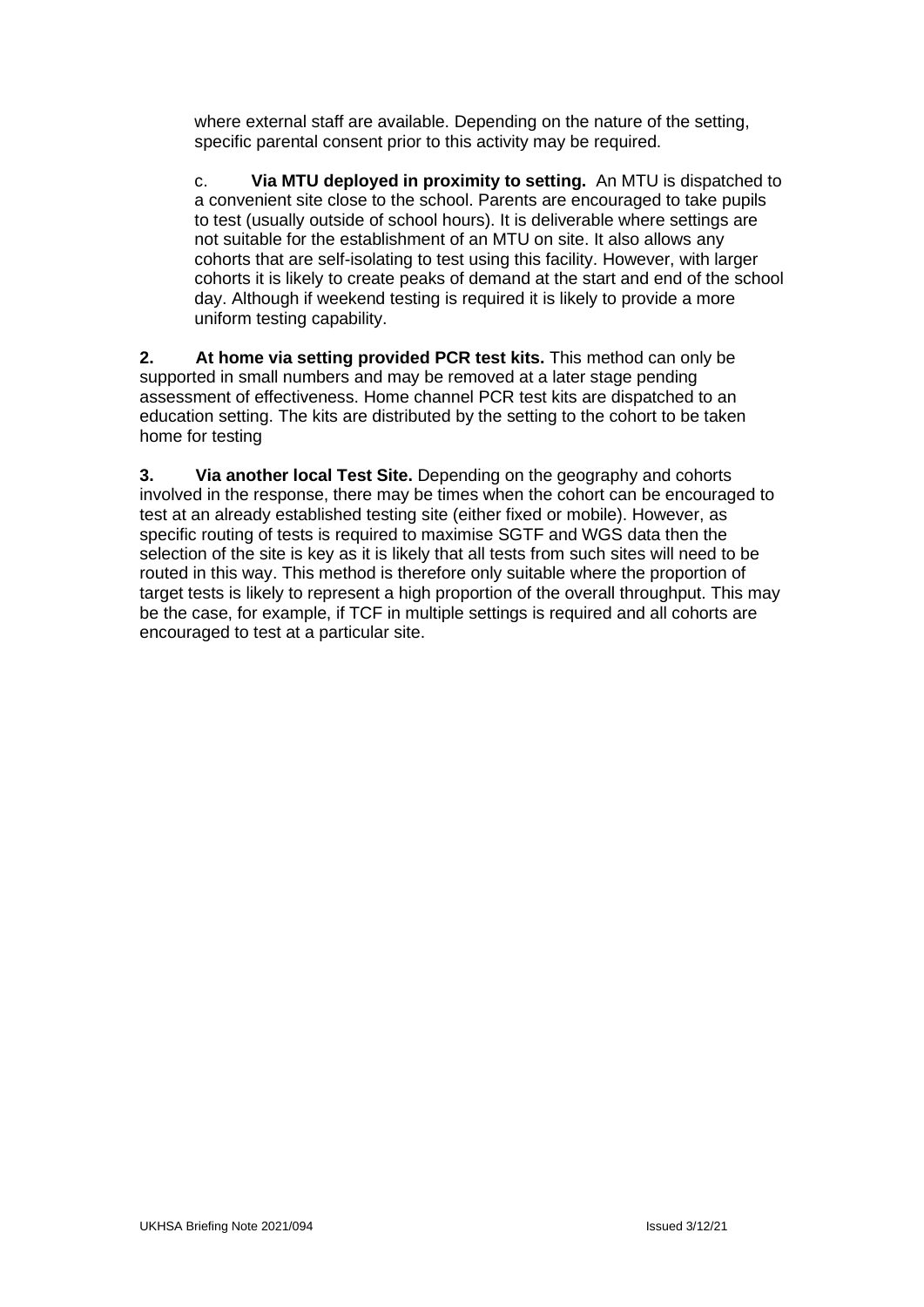where external staff are available. Depending on the nature of the setting, specific parental consent prior to this activity may be required.

c. **Via MTU deployed in proximity to setting.** An MTU is dispatched to a convenient site close to the school. Parents are encouraged to take pupils to test (usually outside of school hours). It is deliverable where settings are not suitable for the establishment of an MTU on site. It also allows any cohorts that are self-isolating to test using this facility. However, with larger cohorts it is likely to create peaks of demand at the start and end of the school day. Although if weekend testing is required it is likely to provide a more uniform testing capability.

**2. At home via setting provided PCR test kits.** This method can only be supported in small numbers and may be removed at a later stage pending assessment of effectiveness. Home channel PCR test kits are dispatched to an education setting. The kits are distributed by the setting to the cohort to be taken home for testing

**3. Via another local Test Site.** Depending on the geography and cohorts involved in the response, there may be times when the cohort can be encouraged to test at an already established testing site (either fixed or mobile). However, as specific routing of tests is required to maximise SGTF and WGS data then the selection of the site is key as it is likely that all tests from such sites will need to be routed in this way. This method is therefore only suitable where the proportion of target tests is likely to represent a high proportion of the overall throughput. This may be the case, for example, if TCF in multiple settings is required and all cohorts are encouraged to test at a particular site.